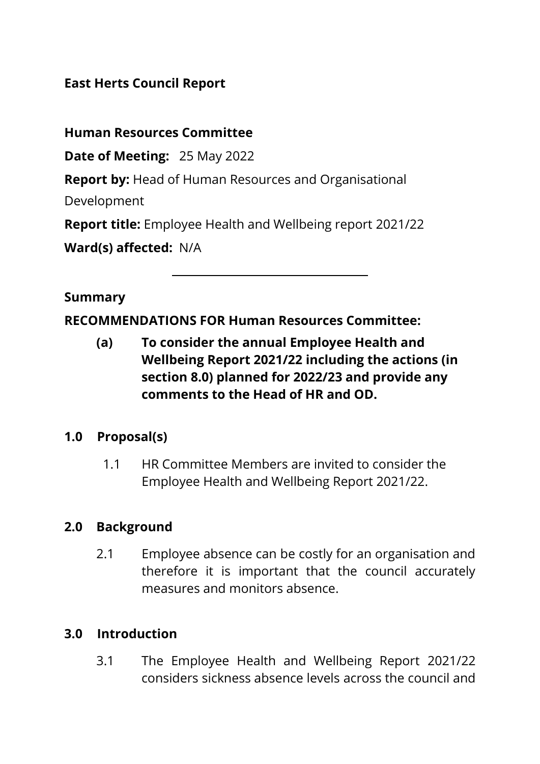**East Herts Council Report**

**Human Resources Committee**

**Date of Meeting:** 25 May 2022

**Report by:** Head of Human Resources and Organisational Development

**Report title:** Employee Health and Wellbeing report 2021/22

**Ward(s) affected:** N/A

---

**Summary**

**RECOMMENDATIONS FOR Human Resources Committee:**

**(a) To consider the annual Employee Health and Wellbeing Report 2021/22 including the actions (in section 8.0) planned for 2022/23 and provide any comments to the Head of HR and OD.**

## 1.0 Proposal(s)

1.1 HR Committee Members are invited to consider the Employee Health and Wellbeing Report 2021/22.

## 2.0 Background

2.1 Employee absence can be costly for an organisation and therefore it is important that the council accurately measures and monitors absence.

## 3.0 Introduction

3.1 The Employee Health and Wellbeing Report 2021/22 considers sickness absence levels across the council and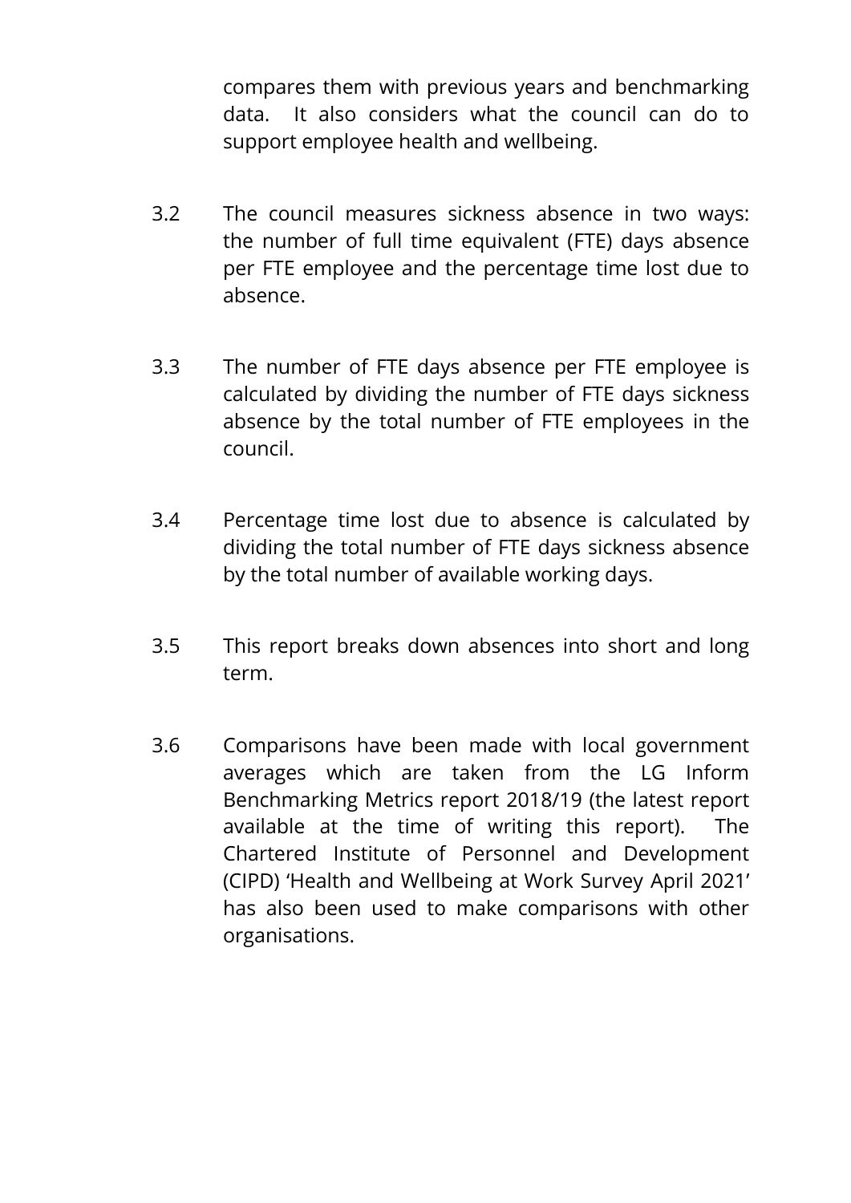compares them with previous years and benchmarking data. It also considers what the council can do to support employee health and wellbeing.

3.2 The council measures sickness absence in two ways: the number of full time equivalent (FTE) days absence per FTE employee and the percentage time lost due to absence.

3.3 The number of FTE days absence per FTE employee is calculated by dividing the number of FTE days sickness absence by the total number of FTE employees in the council.

3.4 Percentage time lost due to absence is calculated by dividing the total number of FTE days sickness absence by the total number of available working days.

3.5 This report breaks down absences into short and long term.

3.6 Comparisons have been made with local government averages which are taken from the LG Inform Benchmarking Metrics report 2018/19 (the latest report available at the time of writing this report). The Chartered Institute of Personnel and Development (CIPD) 'Health and Wellbeing at Work Survey April 2021' has also been used to make comparisons with other organisations.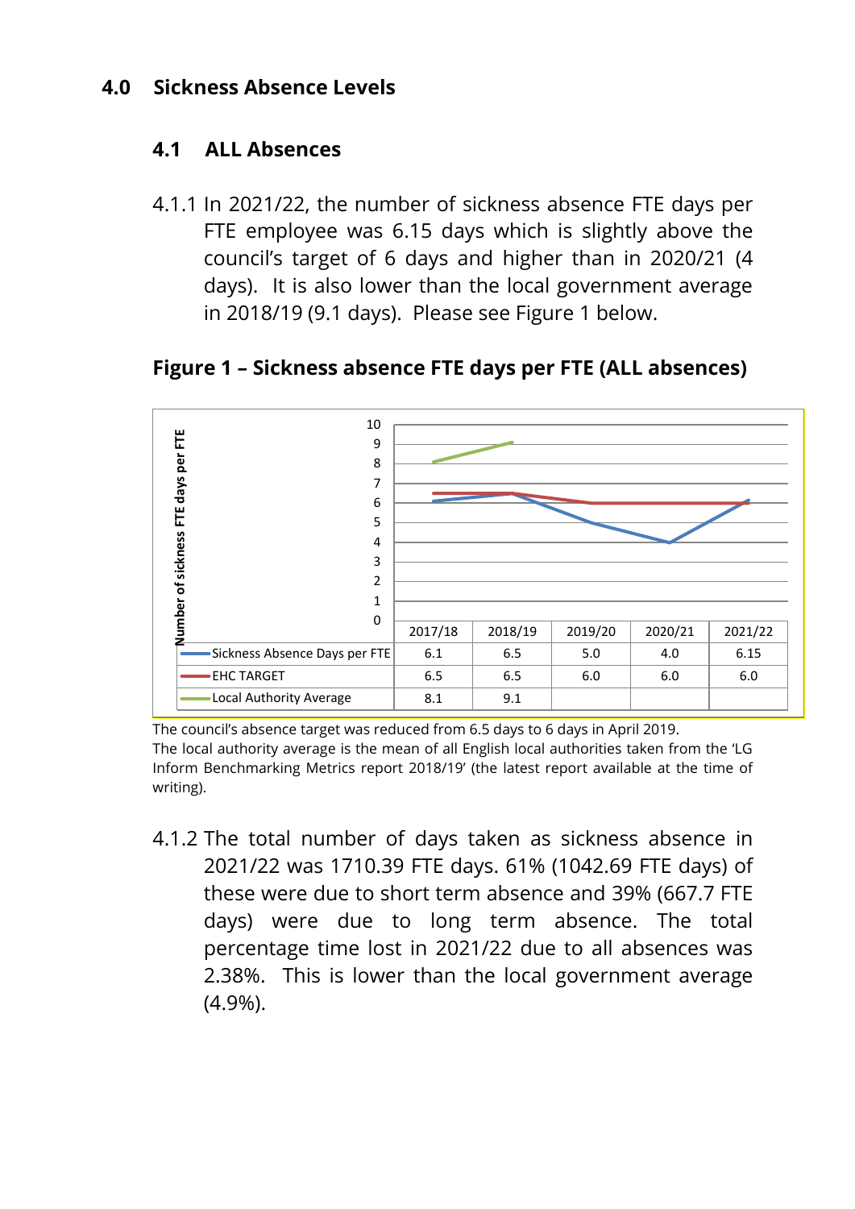## 4.0 Sickness Absence Levels

### 4.1 ALL Absences

4.1.1 In 2021/22, the number of sickness absence FTE days per FTE employee was 6.15 days which is slightly above the council's target of 6 days and higher than in 2020/21 (4 days). It is also lower than the local government average in 2018/19 (9.1 days). Please see Figure 1 below.

**Figure 1 – Sickness absence FTE days per FTE (ALL absences)**

| | 2017/18 | 2018/19 | 2019/20 | 2020/21 | 2021/22 |
|---|---|---|---|---|---|
| Sickness Absence Days per FTE | 6.1 | 6.5 | 5.0 | 4.0 | 6.15 |
| EHC TARGET | 6.5 | 6.5 | 6.0 | 6.0 | 6.0 |
| Local Authority Average | 8.1 | 9.1 | | | |

The council's absence target was reduced from 6.5 days to 6 days in April 2019.
The local authority average is the mean of all English local authorities taken from the 'LG Inform Benchmarking Metrics report 2018/19' (the latest report available at the time of writing).

4.1.2 The total number of days taken as sickness absence in 2021/22 was 1710.39 FTE days. 61% (1042.69 FTE days) of these were due to short term absence and 39% (667.7 FTE days) were due to long term absence. The total percentage time lost in 2021/22 due to all absences was 2.38%. This is lower than the local government average (4.9%).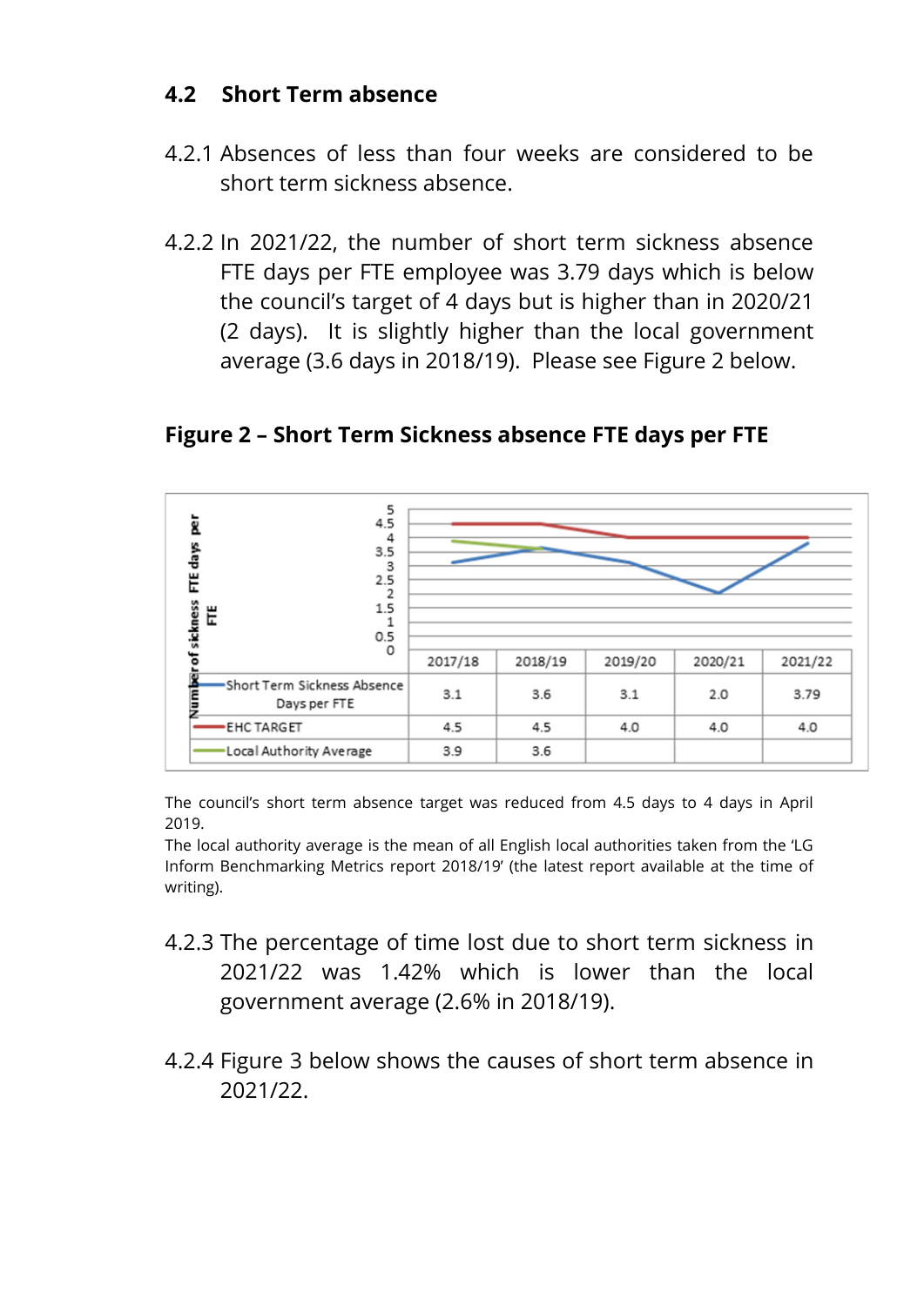## 4.2 Short Term absence

4.2.1 Absences of less than four weeks are considered to be short term sickness absence.

4.2.2 In 2021/22, the number of short term sickness absence FTE days per FTE employee was 3.79 days which is below the council's target of 4 days but is higher than in 2020/21 (2 days). It is slightly higher than the local government average (3.6 days in 2018/19). Please see Figure 2 below.

**Figure 2 – Short Term Sickness absence FTE days per FTE**

| Number of sickness FTE days per FTE | 2017/18 | 2018/19 | 2019/20 | 2020/21 | 2021/22 |
|---|---|---|---|---|---|
| Short Term Sickness Absence Days per FTE | 3.1 | 3.6 | 3.1 | 2.0 | 3.79 |
| EHC TARGET | 4.5 | 4.5 | 4.0 | 4.0 | 4.0 |
| Local Authority Average | 3.9 | 3.6 | | | |

The council's short term absence target was reduced from 4.5 days to 4 days in April 2019.
The local authority average is the mean of all English local authorities taken from the 'LG Inform Benchmarking Metrics report 2018/19' (the latest report available at the time of writing).

4.2.3 The percentage of time lost due to short term sickness in 2021/22 was 1.42% which is lower than the local government average (2.6% in 2018/19).

4.2.4 Figure 3 below shows the causes of short term absence in 2021/22.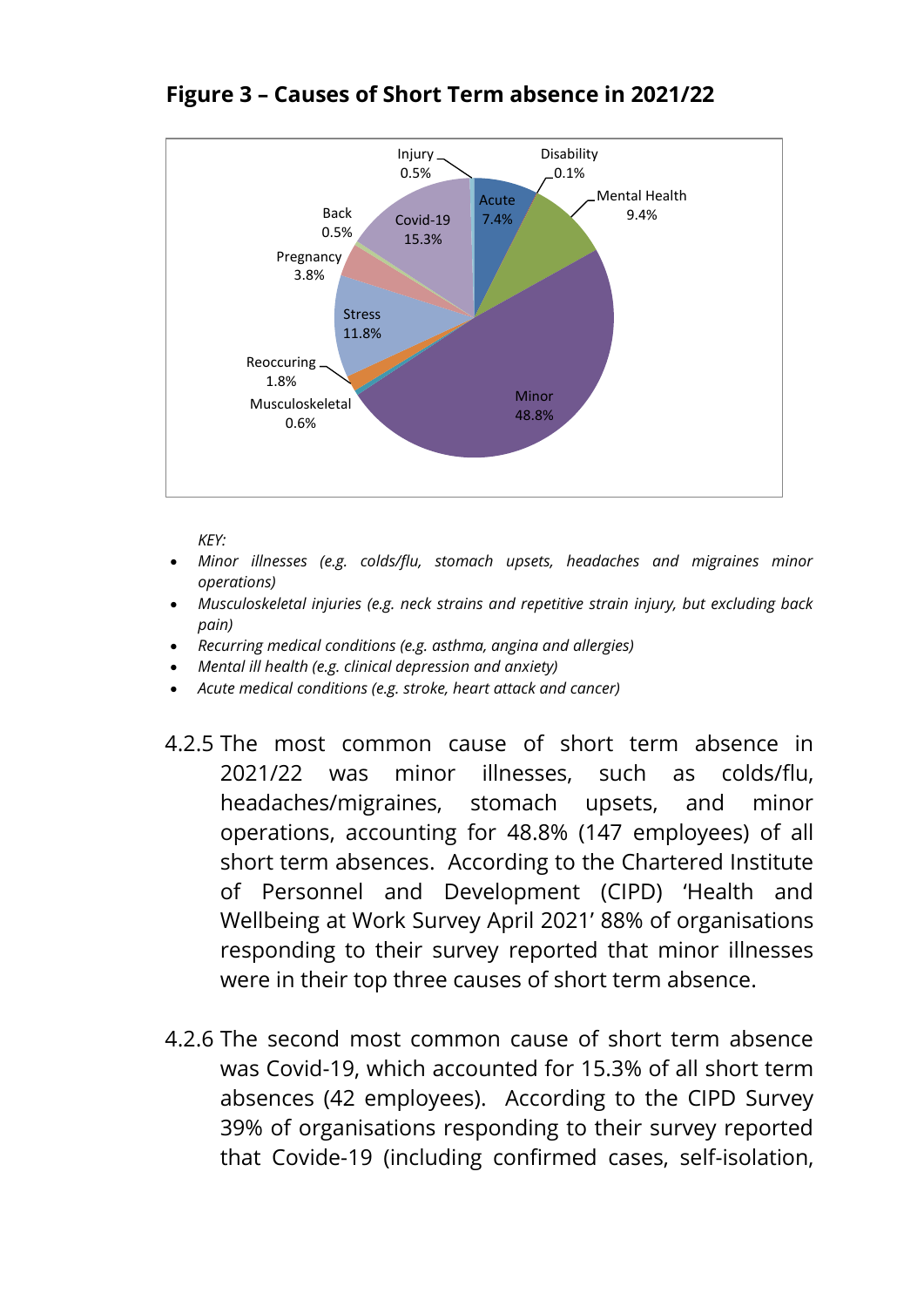**Figure 3 – Causes of Short Term absence in 2021/22**

| Cause | Percentage |
|---|---|
| Minor | 48.8% |
| Covid-19 | 15.3% |
| Stress | 11.8% |
| Mental Health | 9.4% |
| Acute | 7.4% |
| Pregnancy | 3.8% |
| Reoccuring | 1.8% |
| Musculoskeletal | 0.6% |
| Injury | 0.5% |
| Back | 0.5% |
| Disability | 0.1% |

*KEY:*

- *Minor illnesses (e.g. colds/flu, stomach upsets, headaches and migraines minor operations)*
- *Musculoskeletal injuries (e.g. neck strains and repetitive strain injury, but excluding back pain)*
- *Recurring medical conditions (e.g. asthma, angina and allergies)*
- *Mental ill health (e.g. clinical depression and anxiety)*
- *Acute medical conditions (e.g. stroke, heart attack and cancer)*

4.2.5 The most common cause of short term absence in 2021/22 was minor illnesses, such as colds/flu, headaches/migraines, stomach upsets, and minor operations, accounting for 48.8% (147 employees) of all short term absences. According to the Chartered Institute of Personnel and Development (CIPD) 'Health and Wellbeing at Work Survey April 2021' 88% of organisations responding to their survey reported that minor illnesses were in their top three causes of short term absence.

4.2.6 The second most common cause of short term absence was Covid-19, which accounted for 15.3% of all short term absences (42 employees). According to the CIPD Survey 39% of organisations responding to their survey reported that Covide-19 (including confirmed cases, self-isolation,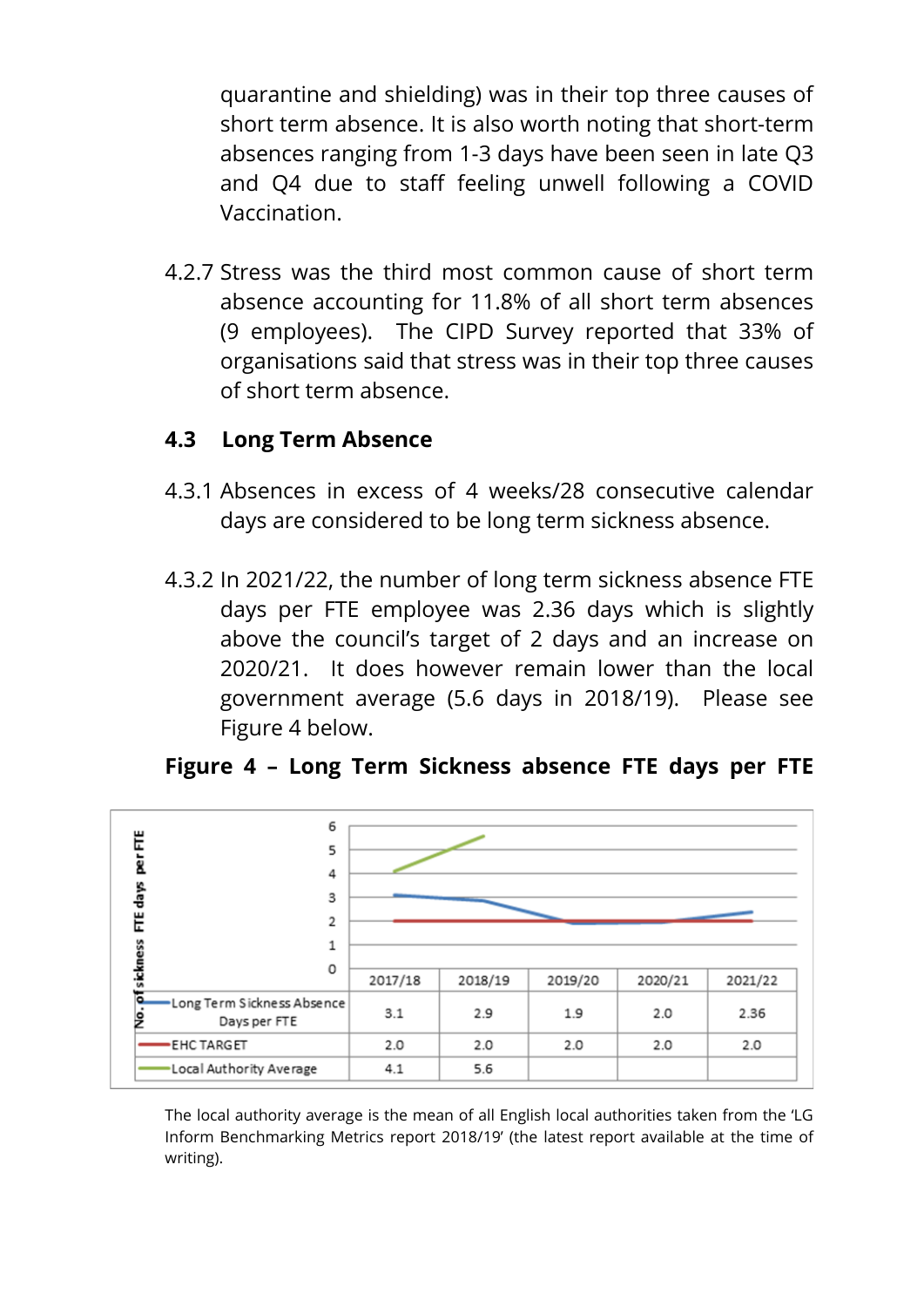quarantine and shielding) was in their top three causes of short term absence. It is also worth noting that short-term absences ranging from 1-3 days have been seen in late Q3 and Q4 due to staff feeling unwell following a COVID Vaccination.

4.2.7 Stress was the third most common cause of short term absence accounting for 11.8% of all short term absences (9 employees). The CIPD Survey reported that 33% of organisations said that stress was in their top three causes of short term absence.

### 4.3 Long Term Absence

4.3.1 Absences in excess of 4 weeks/28 consecutive calendar days are considered to be long term sickness absence.

4.3.2 In 2021/22, the number of long term sickness absence FTE days per FTE employee was 2.36 days which is slightly above the council's target of 2 days and an increase on 2020/21. It does however remain lower than the local government average (5.6 days in 2018/19). Please see Figure 4 below.

**Figure 4 – Long Term Sickness absence FTE days per FTE**

| No. of sickness FTE days per FTE | 2017/18 | 2018/19 | 2019/20 | 2020/21 | 2021/22 |
|---|---|---|---|---|---|
| Long Term Sickness Absence Days per FTE | 3.1 | 2.9 | 1.9 | 2.0 | 2.36 |
| EHC TARGET | 2.0 | 2.0 | 2.0 | 2.0 | 2.0 |
| Local Authority Average | 4.1 | 5.6 | | | |

The local authority average is the mean of all English local authorities taken from the 'LG Inform Benchmarking Metrics report 2018/19' (the latest report available at the time of writing).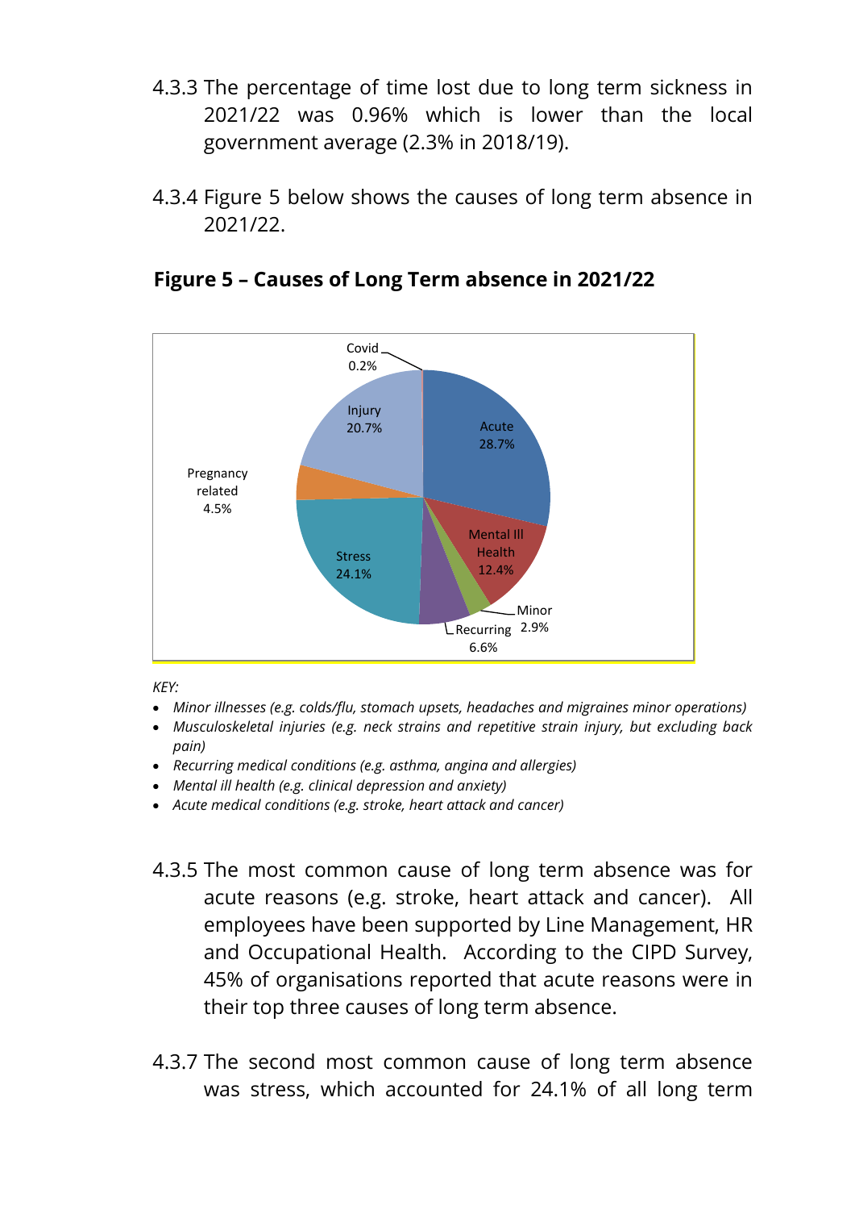4.3.3 The percentage of time lost due to long term sickness in 2021/22 was 0.96% which is lower than the local government average (2.3% in 2018/19).

4.3.4 Figure 5 below shows the causes of long term absence in 2021/22.

**Figure 5 – Causes of Long Term absence in 2021/22**

| Cause | Percentage |
|---|---|
| Acute | 28.7% |
| Mental Ill Health | 12.4% |
| Minor | 2.9% |
| Recurring | 6.6% |
| Stress | 24.1% |
| Pregnancy related | 4.5% |
| Injury | 20.7% |
| Covid | 0.2% |

*KEY:*

- *Minor illnesses (e.g. colds/flu, stomach upsets, headaches and migraines minor operations)*
- *Musculoskeletal injuries (e.g. neck strains and repetitive strain injury, but excluding back pain)*
- *Recurring medical conditions (e.g. asthma, angina and allergies)*
- *Mental ill health (e.g. clinical depression and anxiety)*
- *Acute medical conditions (e.g. stroke, heart attack and cancer)*

4.3.5 The most common cause of long term absence was for acute reasons (e.g. stroke, heart attack and cancer). All employees have been supported by Line Management, HR and Occupational Health. According to the CIPD Survey, 45% of organisations reported that acute reasons were in their top three causes of long term absence.

4.3.7 The second most common cause of long term absence was stress, which accounted for 24.1% of all long term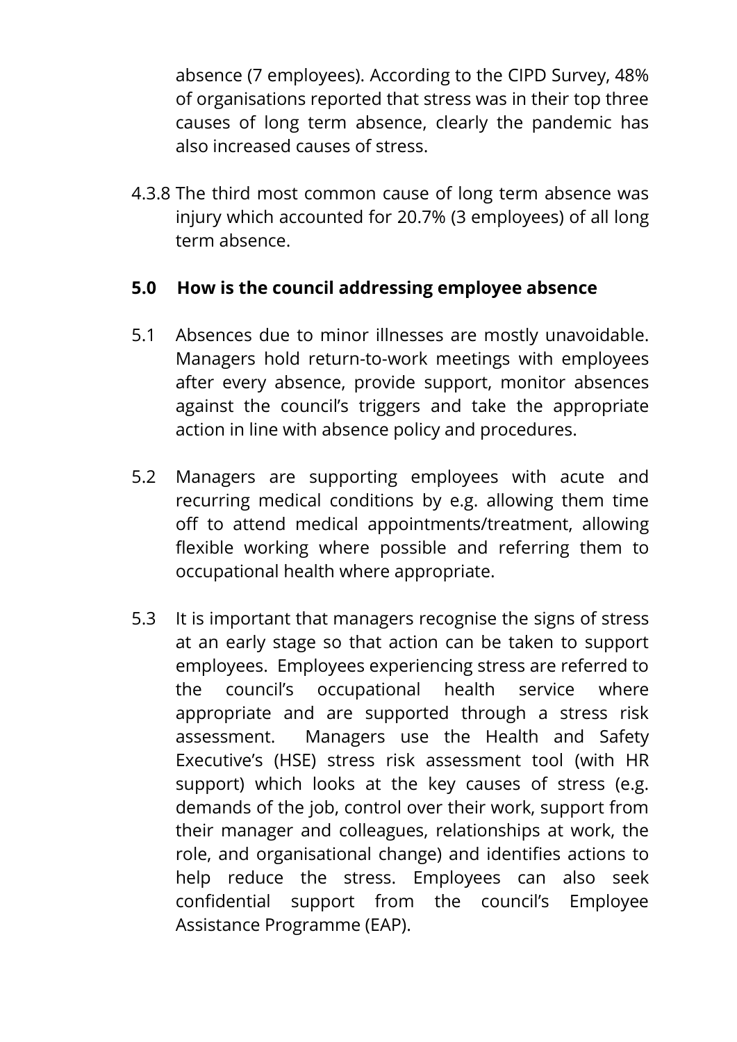absence (7 employees). According to the CIPD Survey, 48% of organisations reported that stress was in their top three causes of long term absence, clearly the pandemic has also increased causes of stress.

4.3.8 The third most common cause of long term absence was injury which accounted for 20.7% (3 employees) of all long term absence.

## 5.0 How is the council addressing employee absence

5.1 Absences due to minor illnesses are mostly unavoidable. Managers hold return-to-work meetings with employees after every absence, provide support, monitor absences against the council's triggers and take the appropriate action in line with absence policy and procedures.

5.2 Managers are supporting employees with acute and recurring medical conditions by e.g. allowing them time off to attend medical appointments/treatment, allowing flexible working where possible and referring them to occupational health where appropriate.

5.3 It is important that managers recognise the signs of stress at an early stage so that action can be taken to support employees. Employees experiencing stress are referred to the council's occupational health service where appropriate and are supported through a stress risk assessment. Managers use the Health and Safety Executive's (HSE) stress risk assessment tool (with HR support) which looks at the key causes of stress (e.g. demands of the job, control over their work, support from their manager and colleagues, relationships at work, the role, and organisational change) and identifies actions to help reduce the stress. Employees can also seek confidential support from the council's Employee Assistance Programme (EAP).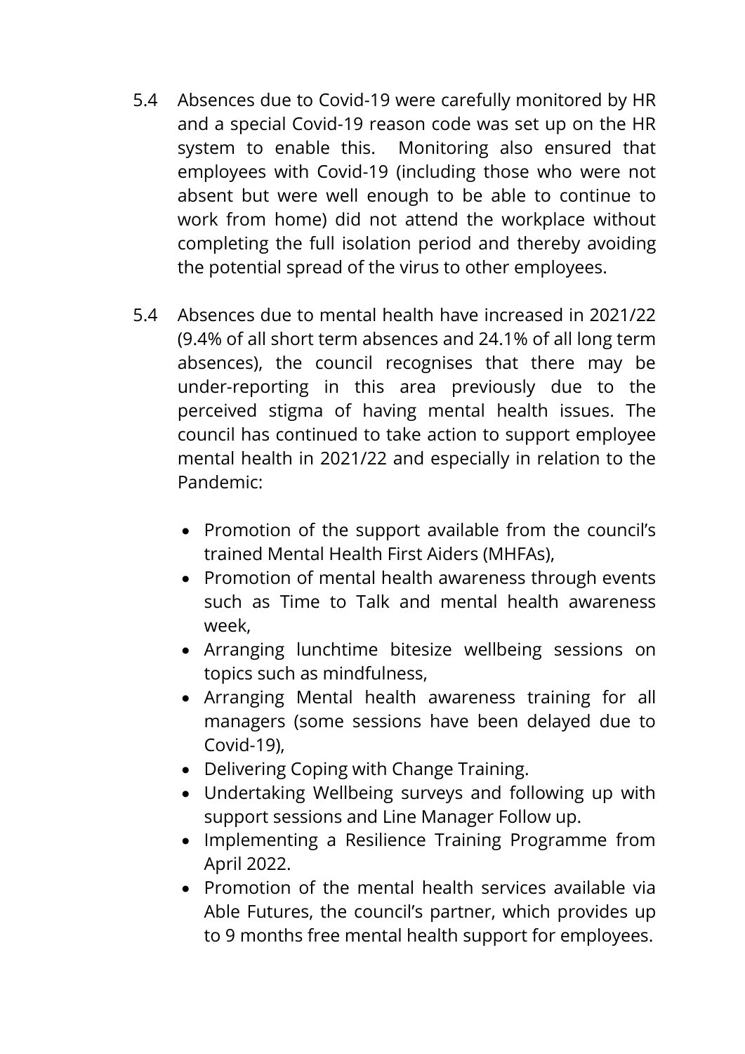5.4 Absences due to Covid-19 were carefully monitored by HR and a special Covid-19 reason code was set up on the HR system to enable this. Monitoring also ensured that employees with Covid-19 (including those who were not absent but were well enough to be able to continue to work from home) did not attend the workplace without completing the full isolation period and thereby avoiding the potential spread of the virus to other employees.

5.4 Absences due to mental health have increased in 2021/22 (9.4% of all short term absences and 24.1% of all long term absences), the council recognises that there may be under-reporting in this area previously due to the perceived stigma of having mental health issues. The council has continued to take action to support employee mental health in 2021/22 and especially in relation to the Pandemic:

- Promotion of the support available from the council's trained Mental Health First Aiders (MHFAs),
- Promotion of mental health awareness through events such as Time to Talk and mental health awareness week,
- Arranging lunchtime bitesize wellbeing sessions on topics such as mindfulness,
- Arranging Mental health awareness training for all managers (some sessions have been delayed due to Covid-19),
- Delivering Coping with Change Training.
- Undertaking Wellbeing surveys and following up with support sessions and Line Manager Follow up.
- Implementing a Resilience Training Programme from April 2022.
- Promotion of the mental health services available via Able Futures, the council's partner, which provides up to 9 months free mental health support for employees.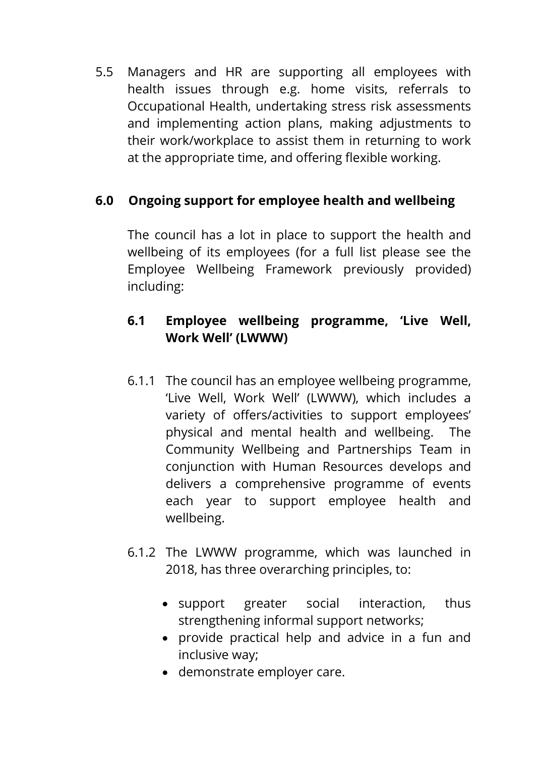5.5 Managers and HR are supporting all employees with health issues through e.g. home visits, referrals to Occupational Health, undertaking stress risk assessments and implementing action plans, making adjustments to their work/workplace to assist them in returning to work at the appropriate time, and offering flexible working.

## 6.0 Ongoing support for employee health and wellbeing

The council has a lot in place to support the health and wellbeing of its employees (for a full list please see the Employee Wellbeing Framework previously provided) including:

### 6.1 Employee wellbeing programme, 'Live Well, Work Well' (LWWW)

6.1.1 The council has an employee wellbeing programme, 'Live Well, Work Well' (LWWW), which includes a variety of offers/activities to support employees' physical and mental health and wellbeing. The Community Wellbeing and Partnerships Team in conjunction with Human Resources develops and delivers a comprehensive programme of events each year to support employee health and wellbeing.

6.1.2 The LWWW programme, which was launched in 2018, has three overarching principles, to:

- support greater social interaction, thus strengthening informal support networks;
- provide practical help and advice in a fun and inclusive way;
- demonstrate employer care.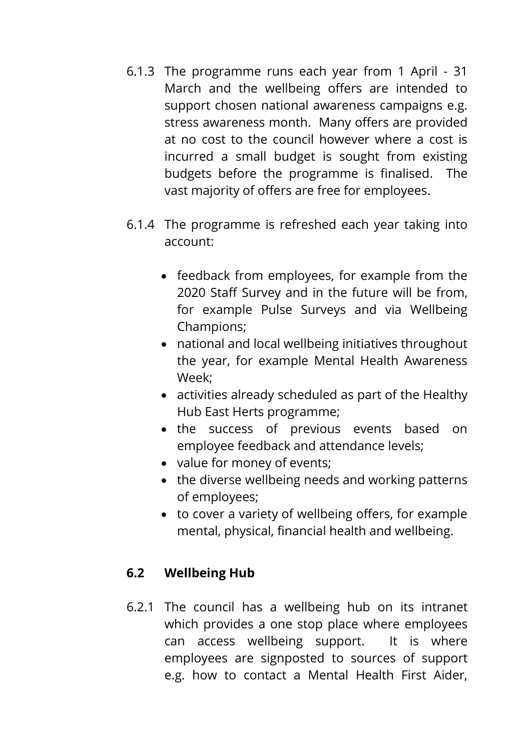6.1.3 The programme runs each year from 1 April - 31 March and the wellbeing offers are intended to support chosen national awareness campaigns e.g. stress awareness month. Many offers are provided at no cost to the council however where a cost is incurred a small budget is sought from existing budgets before the programme is finalised. The vast majority of offers are free for employees.

6.1.4 The programme is refreshed each year taking into account:

- feedback from employees, for example from the 2020 Staff Survey and in the future will be from, for example Pulse Surveys and via Wellbeing Champions;
- national and local wellbeing initiatives throughout the year, for example Mental Health Awareness Week;
- activities already scheduled as part of the Healthy Hub East Herts programme;
- the success of previous events based on employee feedback and attendance levels;
- value for money of events;
- the diverse wellbeing needs and working patterns of employees;
- to cover a variety of wellbeing offers, for example mental, physical, financial health and wellbeing.

### 6.2 Wellbeing Hub

6.2.1 The council has a wellbeing hub on its intranet which provides a one stop place where employees can access wellbeing support. It is where employees are signposted to sources of support e.g. how to contact a Mental Health First Aider,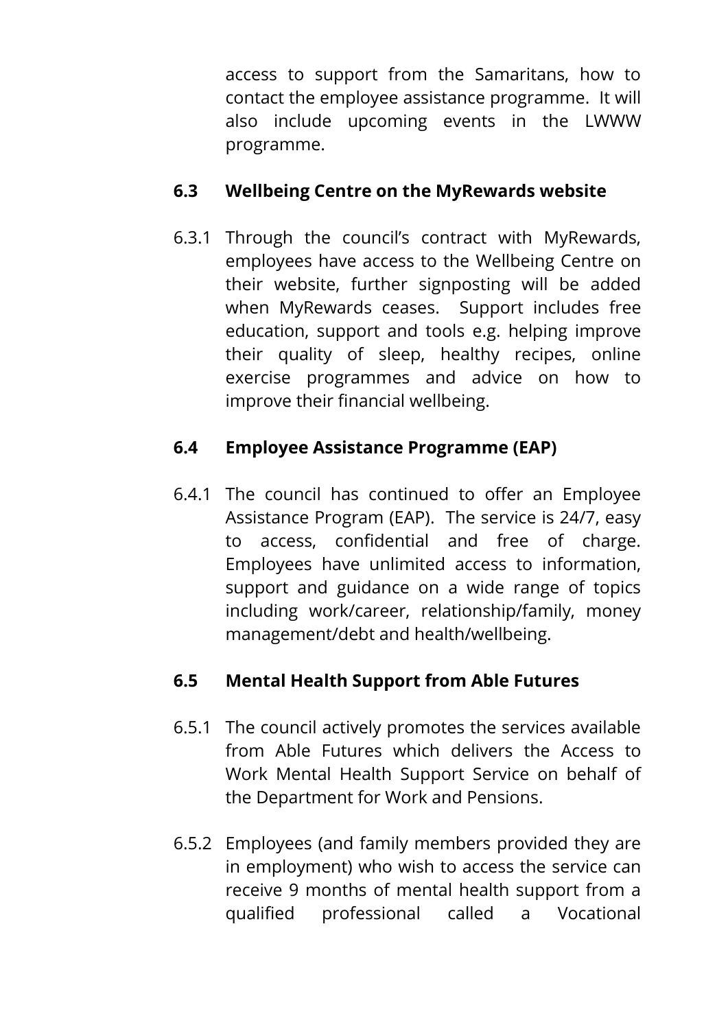access to support from the Samaritans, how to contact the employee assistance programme. It will also include upcoming events in the LWWW programme.

### 6.3 Wellbeing Centre on the MyRewards website

6.3.1 Through the council's contract with MyRewards, employees have access to the Wellbeing Centre on their website, further signposting will be added when MyRewards ceases. Support includes free education, support and tools e.g. helping improve their quality of sleep, healthy recipes, online exercise programmes and advice on how to improve their financial wellbeing.

### 6.4 Employee Assistance Programme (EAP)

6.4.1 The council has continued to offer an Employee Assistance Program (EAP). The service is 24/7, easy to access, confidential and free of charge. Employees have unlimited access to information, support and guidance on a wide range of topics including work/career, relationship/family, money management/debt and health/wellbeing.

### 6.5 Mental Health Support from Able Futures

6.5.1 The council actively promotes the services available from Able Futures which delivers the Access to Work Mental Health Support Service on behalf of the Department for Work and Pensions.

6.5.2 Employees (and family members provided they are in employment) who wish to access the service can receive 9 months of mental health support from a qualified professional called a Vocational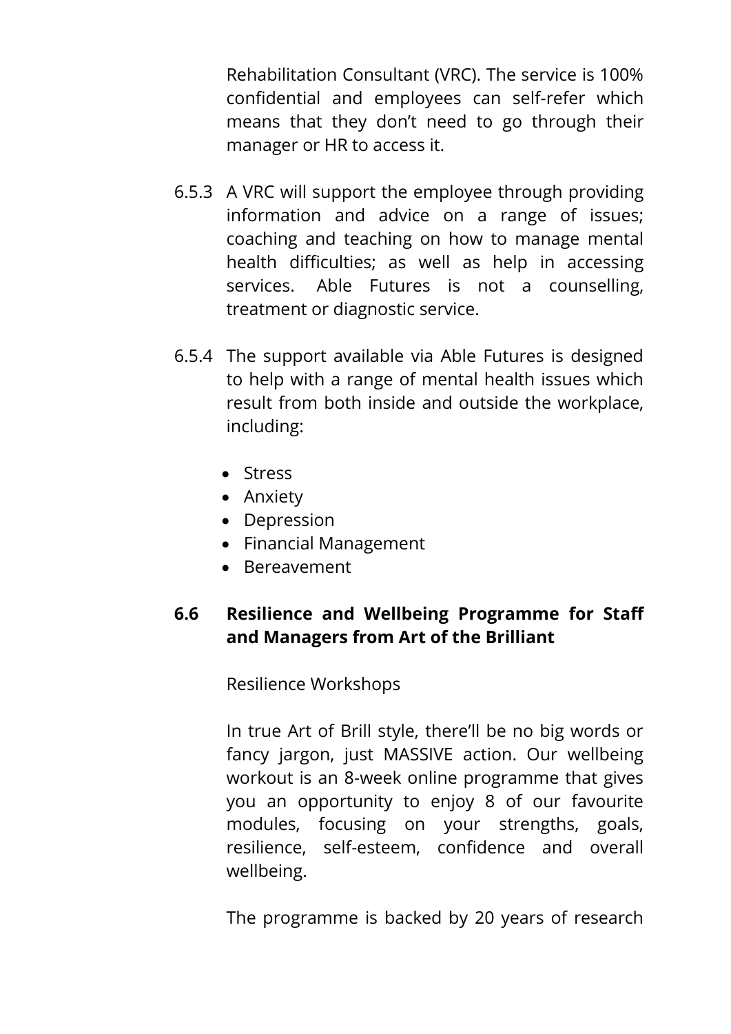Rehabilitation Consultant (VRC). The service is 100% confidential and employees can self-refer which means that they don't need to go through their manager or HR to access it.

6.5.3 A VRC will support the employee through providing information and advice on a range of issues; coaching and teaching on how to manage mental health difficulties; as well as help in accessing services. Able Futures is not a counselling, treatment or diagnostic service.

6.5.4 The support available via Able Futures is designed to help with a range of mental health issues which result from both inside and outside the workplace, including:

- Stress
- Anxiety
- Depression
- Financial Management
- Bereavement

### 6.6 Resilience and Wellbeing Programme for Staff and Managers from Art of the Brilliant

Resilience Workshops

In true Art of Brill style, there'll be no big words or fancy jargon, just MASSIVE action. Our wellbeing workout is an 8-week online programme that gives you an opportunity to enjoy 8 of our favourite modules, focusing on your strengths, goals, resilience, self-esteem, confidence and overall wellbeing.

The programme is backed by 20 years of research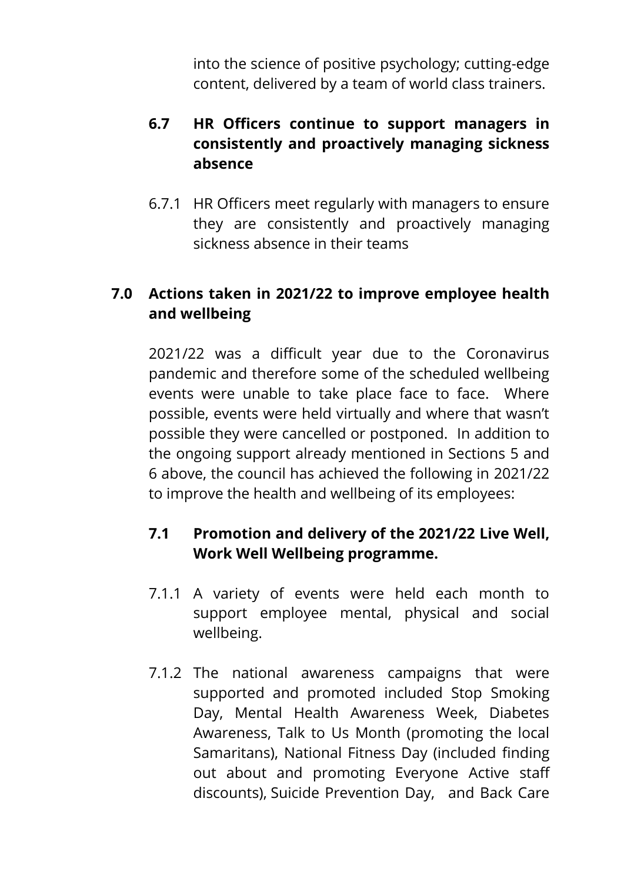into the science of positive psychology; cutting-edge content, delivered by a team of world class trainers.

### 6.7 HR Officers continue to support managers in consistently and proactively managing sickness absence

6.7.1 HR Officers meet regularly with managers to ensure they are consistently and proactively managing sickness absence in their teams

## 7.0 Actions taken in 2021/22 to improve employee health and wellbeing

2021/22 was a difficult year due to the Coronavirus pandemic and therefore some of the scheduled wellbeing events were unable to take place face to face. Where possible, events were held virtually and where that wasn't possible they were cancelled or postponed. In addition to the ongoing support already mentioned in Sections 5 and 6 above, the council has achieved the following in 2021/22 to improve the health and wellbeing of its employees:

### 7.1 Promotion and delivery of the 2021/22 Live Well, Work Well Wellbeing programme.

7.1.1 A variety of events were held each month to support employee mental, physical and social wellbeing.

7.1.2 The national awareness campaigns that were supported and promoted included Stop Smoking Day, Mental Health Awareness Week, Diabetes Awareness, Talk to Us Month (promoting the local Samaritans), National Fitness Day (included finding out about and promoting Everyone Active staff discounts), Suicide Prevention Day, and Back Care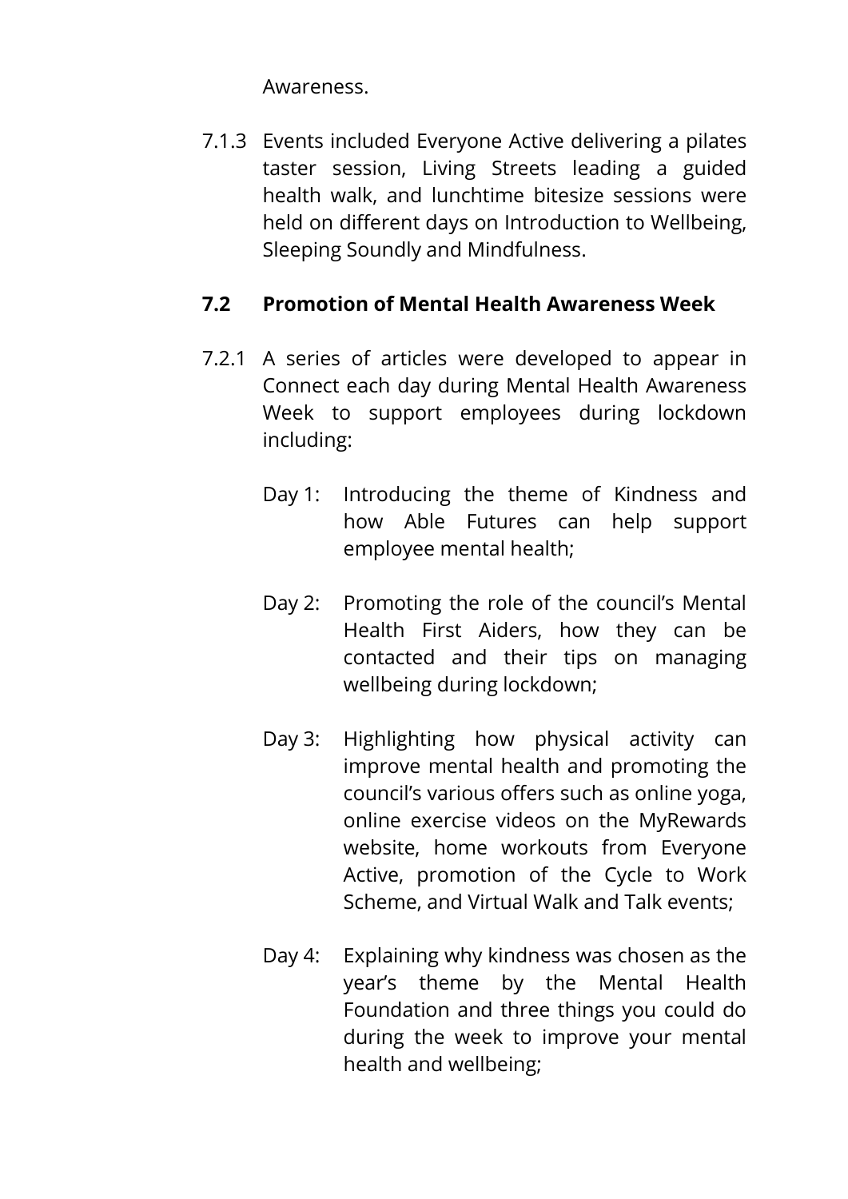Awareness.

7.1.3 Events included Everyone Active delivering a pilates taster session, Living Streets leading a guided health walk, and lunchtime bitesize sessions were held on different days on Introduction to Wellbeing, Sleeping Soundly and Mindfulness.

### 7.2 Promotion of Mental Health Awareness Week

7.2.1 A series of articles were developed to appear in Connect each day during Mental Health Awareness Week to support employees during lockdown including:

Day 1: Introducing the theme of Kindness and how Able Futures can help support employee mental health;

Day 2: Promoting the role of the council's Mental Health First Aiders, how they can be contacted and their tips on managing wellbeing during lockdown;

Day 3: Highlighting how physical activity can improve mental health and promoting the council's various offers such as online yoga, online exercise videos on the MyRewards website, home workouts from Everyone Active, promotion of the Cycle to Work Scheme, and Virtual Walk and Talk events;

Day 4: Explaining why kindness was chosen as the year's theme by the Mental Health Foundation and three things you could do during the week to improve your mental health and wellbeing;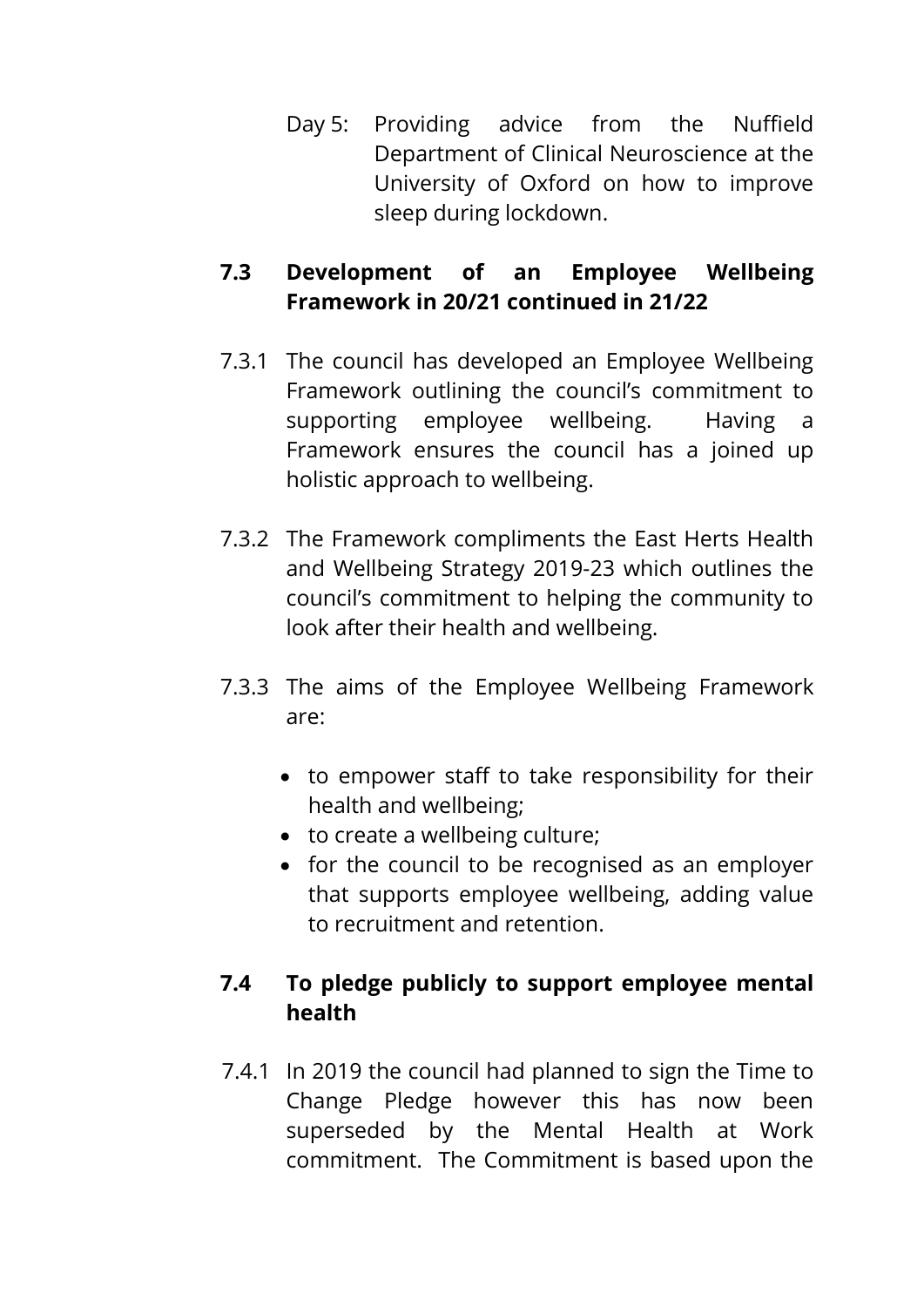Day 5: Providing advice from the Nuffield Department of Clinical Neuroscience at the University of Oxford on how to improve sleep during lockdown.

## 7.3 Development of an Employee Wellbeing Framework in 20/21 continued in 21/22

7.3.1 The council has developed an Employee Wellbeing Framework outlining the council's commitment to supporting employee wellbeing. Having a Framework ensures the council has a joined up holistic approach to wellbeing.

7.3.2 The Framework compliments the East Herts Health and Wellbeing Strategy 2019-23 which outlines the council's commitment to helping the community to look after their health and wellbeing.

7.3.3 The aims of the Employee Wellbeing Framework are:

- to empower staff to take responsibility for their health and wellbeing;
- to create a wellbeing culture;
- for the council to be recognised as an employer that supports employee wellbeing, adding value to recruitment and retention.

## 7.4 To pledge publicly to support employee mental health

7.4.1 In 2019 the council had planned to sign the Time to Change Pledge however this has now been superseded by the Mental Health at Work commitment. The Commitment is based upon the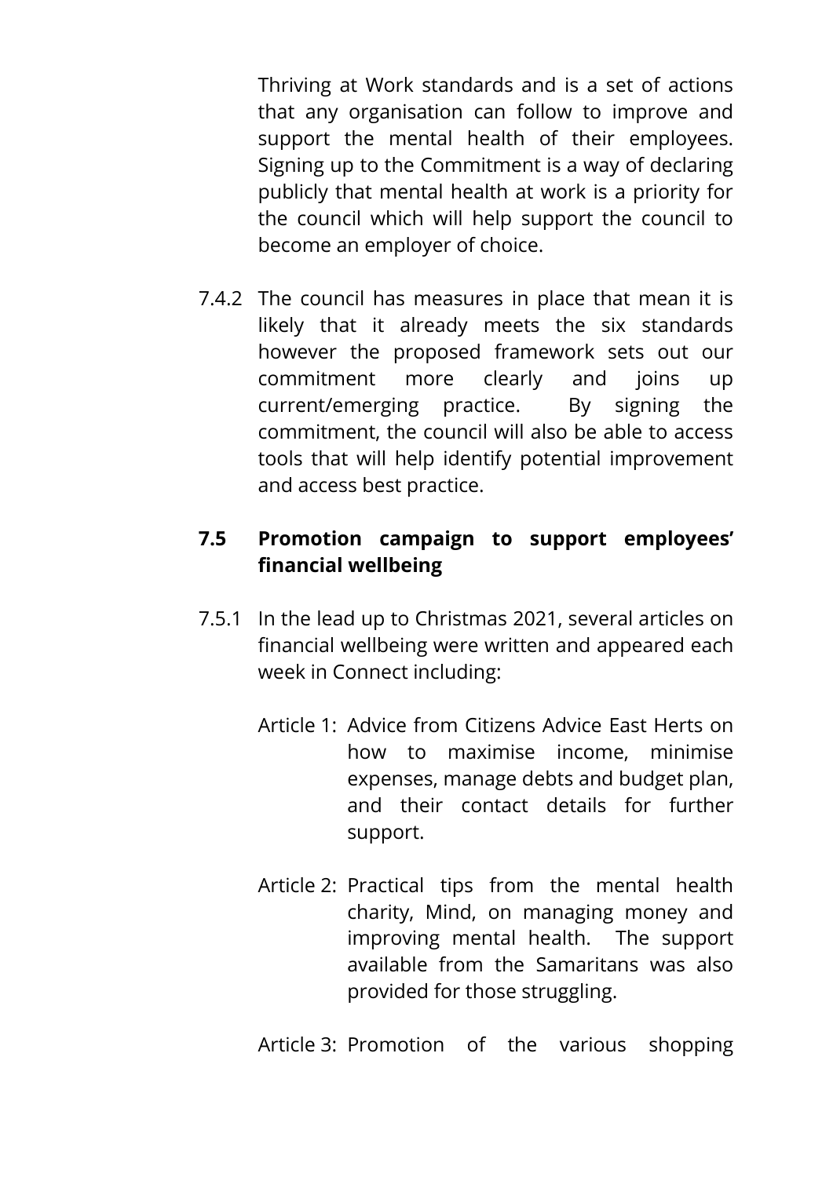Thriving at Work standards and is a set of actions that any organisation can follow to improve and support the mental health of their employees. Signing up to the Commitment is a way of declaring publicly that mental health at work is a priority for the council which will help support the council to become an employer of choice.

7.4.2 The council has measures in place that mean it is likely that it already meets the six standards however the proposed framework sets out our commitment more clearly and joins up current/emerging practice. By signing the commitment, the council will also be able to access tools that will help identify potential improvement and access best practice.

### 7.5 Promotion campaign to support employees' financial wellbeing

7.5.1 In the lead up to Christmas 2021, several articles on financial wellbeing were written and appeared each week in Connect including:

Article 1: Advice from Citizens Advice East Herts on how to maximise income, minimise expenses, manage debts and budget plan, and their contact details for further support.

Article 2: Practical tips from the mental health charity, Mind, on managing money and improving mental health. The support available from the Samaritans was also provided for those struggling.

Article 3: Promotion of the various shopping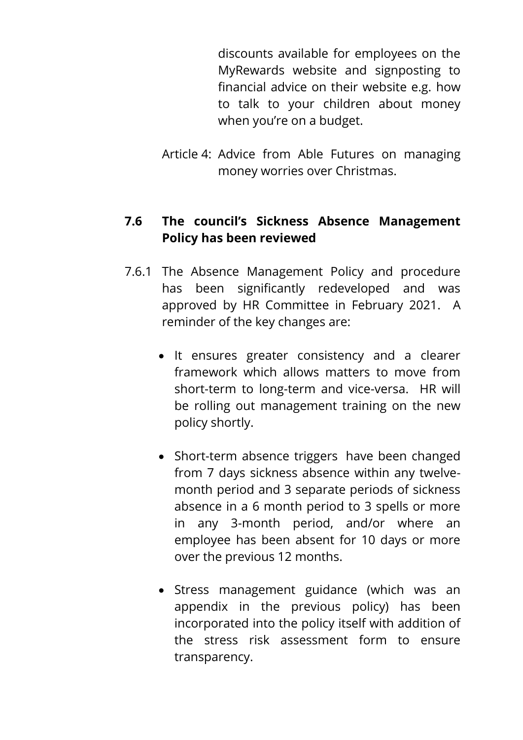discounts available for employees on the MyRewards website and signposting to financial advice on their website e.g. how to talk to your children about money when you're on a budget.

Article 4: Advice from Able Futures on managing money worries over Christmas.

### 7.6 The council's Sickness Absence Management Policy has been reviewed

7.6.1 The Absence Management Policy and procedure has been significantly redeveloped and was approved by HR Committee in February 2021. A reminder of the key changes are:

- It ensures greater consistency and a clearer framework which allows matters to move from short-term to long-term and vice-versa. HR will be rolling out management training on the new policy shortly.

- Short-term absence triggers have been changed from 7 days sickness absence within any twelve-month period and 3 separate periods of sickness absence in a 6 month period to 3 spells or more in any 3-month period, and/or where an employee has been absent for 10 days or more over the previous 12 months.

- Stress management guidance (which was an appendix in the previous policy) has been incorporated into the policy itself with addition of the stress risk assessment form to ensure transparency.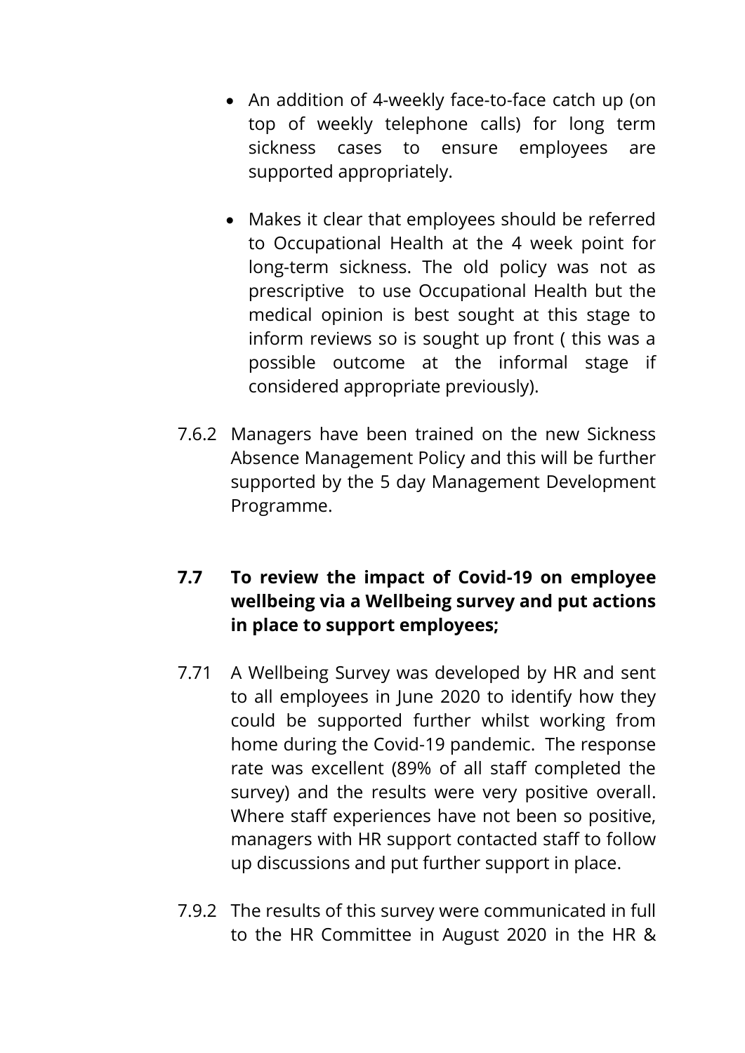- An addition of 4-weekly face-to-face catch up (on top of weekly telephone calls) for long term sickness cases to ensure employees are supported appropriately.

- Makes it clear that employees should be referred to Occupational Health at the 4 week point for long-term sickness. The old policy was not as prescriptive to use Occupational Health but the medical opinion is best sought at this stage to inform reviews so is sought up front ( this was a possible outcome at the informal stage if considered appropriate previously).

7.6.2 Managers have been trained on the new Sickness Absence Management Policy and this will be further supported by the 5 day Management Development Programme.

**7.7 To review the impact of Covid-19 on employee wellbeing via a Wellbeing survey and put actions in place to support employees;**

7.71 A Wellbeing Survey was developed by HR and sent to all employees in June 2020 to identify how they could be supported further whilst working from home during the Covid-19 pandemic. The response rate was excellent (89% of all staff completed the survey) and the results were very positive overall. Where staff experiences have not been so positive, managers with HR support contacted staff to follow up discussions and put further support in place.

7.9.2 The results of this survey were communicated in full to the HR Committee in August 2020 in the HR &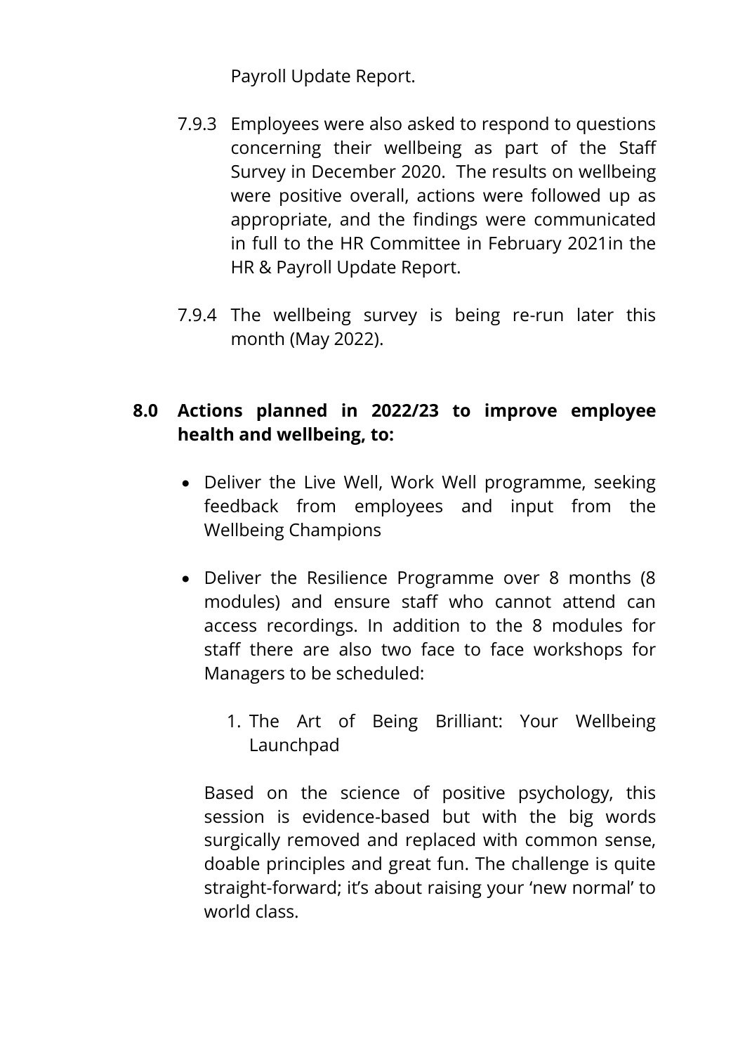Payroll Update Report.

7.9.3 Employees were also asked to respond to questions concerning their wellbeing as part of the Staff Survey in December 2020. The results on wellbeing were positive overall, actions were followed up as appropriate, and the findings were communicated in full to the HR Committee in February 2021in the HR & Payroll Update Report.

7.9.4 The wellbeing survey is being re-run later this month (May 2022).

## 8.0 Actions planned in 2022/23 to improve employee health and wellbeing, to:

- Deliver the Live Well, Work Well programme, seeking feedback from employees and input from the Wellbeing Champions

- Deliver the Resilience Programme over 8 months (8 modules) and ensure staff who cannot attend can access recordings. In addition to the 8 modules for staff there are also two face to face workshops for Managers to be scheduled:

  1. The Art of Being Brilliant: Your Wellbeing Launchpad

  Based on the science of positive psychology, this session is evidence-based but with the big words surgically removed and replaced with common sense, doable principles and great fun. The challenge is quite straight-forward; it's about raising your 'new normal' to world class.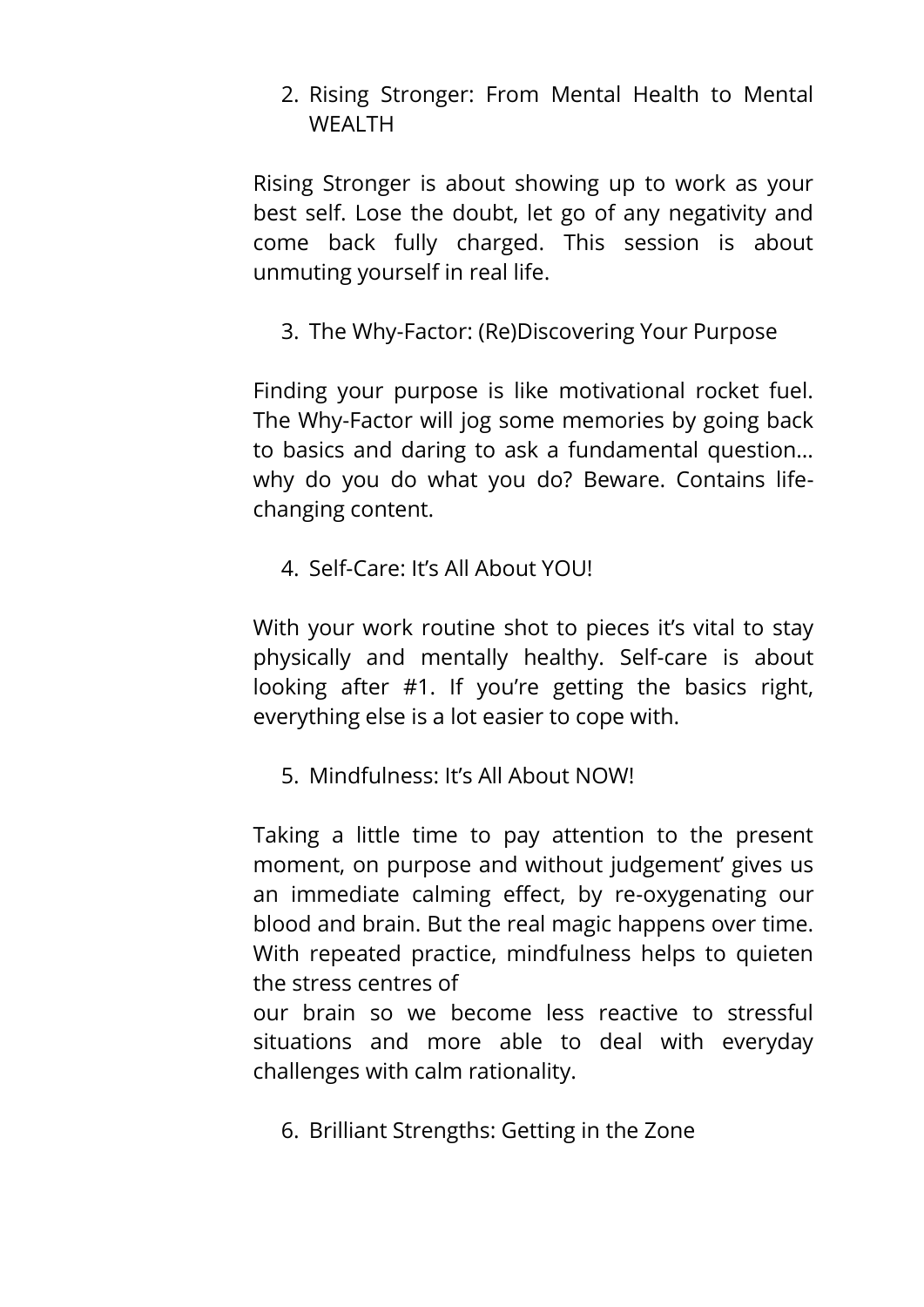2. Rising Stronger: From Mental Health to Mental WEALTH

Rising Stronger is about showing up to work as your best self. Lose the doubt, let go of any negativity and come back fully charged. This session is about unmuting yourself in real life.

3. The Why-Factor: (Re)Discovering Your Purpose

Finding your purpose is like motivational rocket fuel. The Why-Factor will jog some memories by going back to basics and daring to ask a fundamental question… why do you do what you do? Beware. Contains life-changing content.

4. Self-Care: It's All About YOU!

With your work routine shot to pieces it's vital to stay physically and mentally healthy. Self-care is about looking after #1. If you're getting the basics right, everything else is a lot easier to cope with.

5. Mindfulness: It's All About NOW!

Taking a little time to pay attention to the present moment, on purpose and without judgement' gives us an immediate calming effect, by re-oxygenating our blood and brain. But the real magic happens over time. With repeated practice, mindfulness helps to quieten the stress centres of our brain so we become less reactive to stressful situations and more able to deal with everyday challenges with calm rationality.

6. Brilliant Strengths: Getting in the Zone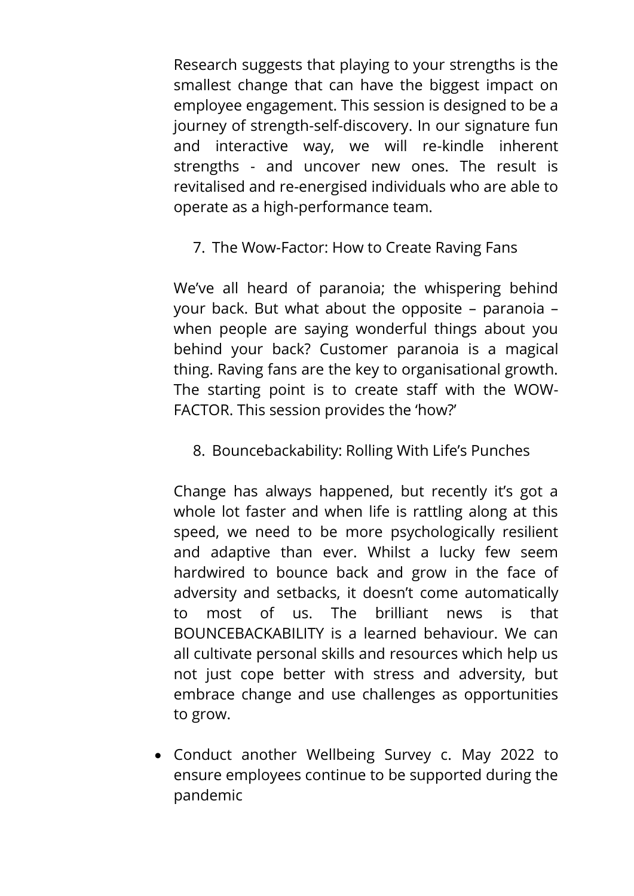Research suggests that playing to your strengths is the smallest change that can have the biggest impact on employee engagement. This session is designed to be a journey of strength-self-discovery. In our signature fun and interactive way, we will re-kindle inherent strengths - and uncover new ones. The result is revitalised and re-energised individuals who are able to operate as a high-performance team.

7. The Wow-Factor: How to Create Raving Fans

We've all heard of paranoia; the whispering behind your back. But what about the opposite – paranoia – when people are saying wonderful things about you behind your back? Customer paranoia is a magical thing. Raving fans are the key to organisational growth. The starting point is to create staff with the WOW-FACTOR. This session provides the 'how?'

8. Bouncebackability: Rolling With Life's Punches

Change has always happened, but recently it's got a whole lot faster and when life is rattling along at this speed, we need to be more psychologically resilient and adaptive than ever. Whilst a lucky few seem hardwired to bounce back and grow in the face of adversity and setbacks, it doesn't come automatically to most of us. The brilliant news is that BOUNCEBACKABILITY is a learned behaviour. We can all cultivate personal skills and resources which help us not just cope better with stress and adversity, but embrace change and use challenges as opportunities to grow.

- Conduct another Wellbeing Survey c. May 2022 to ensure employees continue to be supported during the pandemic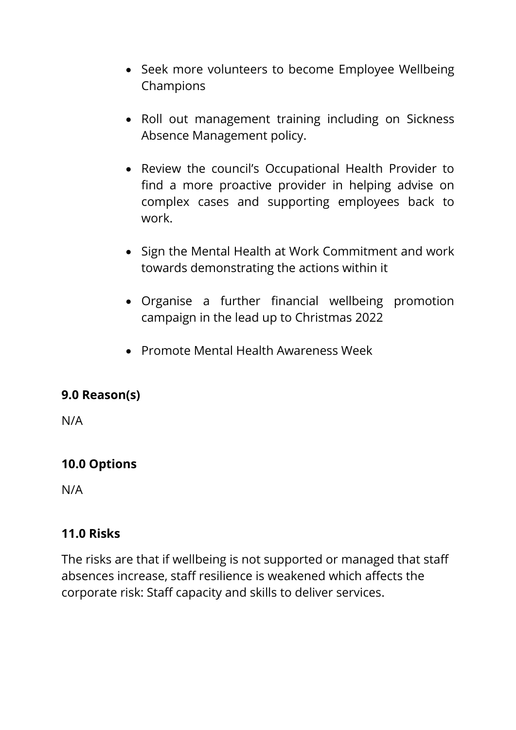- Seek more volunteers to become Employee Wellbeing Champions

- Roll out management training including on Sickness Absence Management policy.

- Review the council's Occupational Health Provider to find a more proactive provider in helping advise on complex cases and supporting employees back to work.

- Sign the Mental Health at Work Commitment and work towards demonstrating the actions within it

- Organise a further financial wellbeing promotion campaign in the lead up to Christmas 2022

- Promote Mental Health Awareness Week

## 9.0 Reason(s)

N/A

## 10.0 Options

N/A

## 11.0 Risks

The risks are that if wellbeing is not supported or managed that staff absences increase, staff resilience is weakened which affects the corporate risk: Staff capacity and skills to deliver services.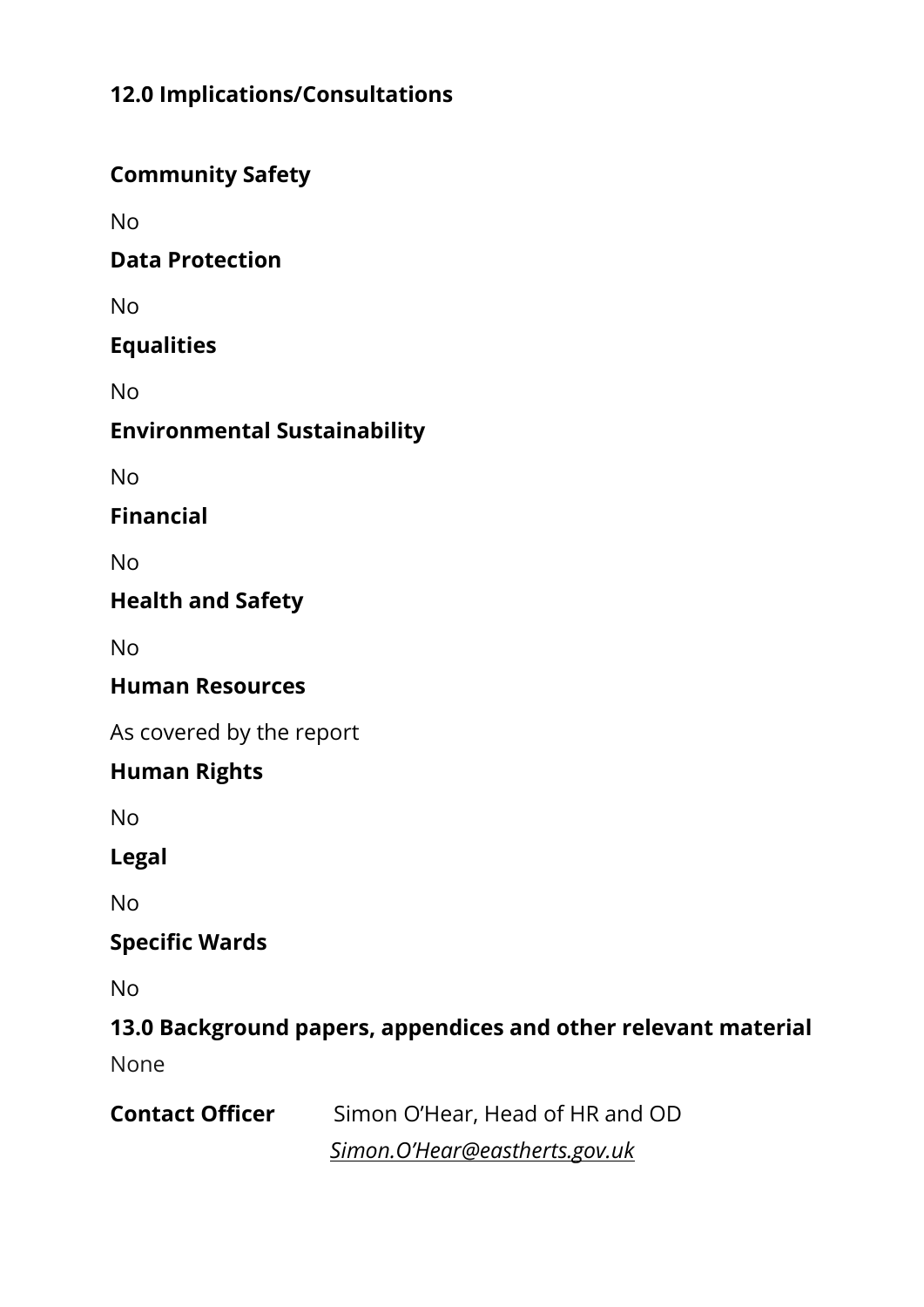**12.0 Implications/Consultations**

**Community Safety**

No

**Data Protection**

No

**Equalities**

No

**Environmental Sustainability**

No

**Financial**

No

**Health and Safety**

No

**Human Resources**

As covered by the report

**Human Rights**

No

**Legal**

No

**Specific Wards**

No

**13.0 Background papers, appendices and other relevant material**

None

**Contact Officer** Simon O'Hear, Head of HR and OD

*Simon.O'Hear@eastherts.gov.uk*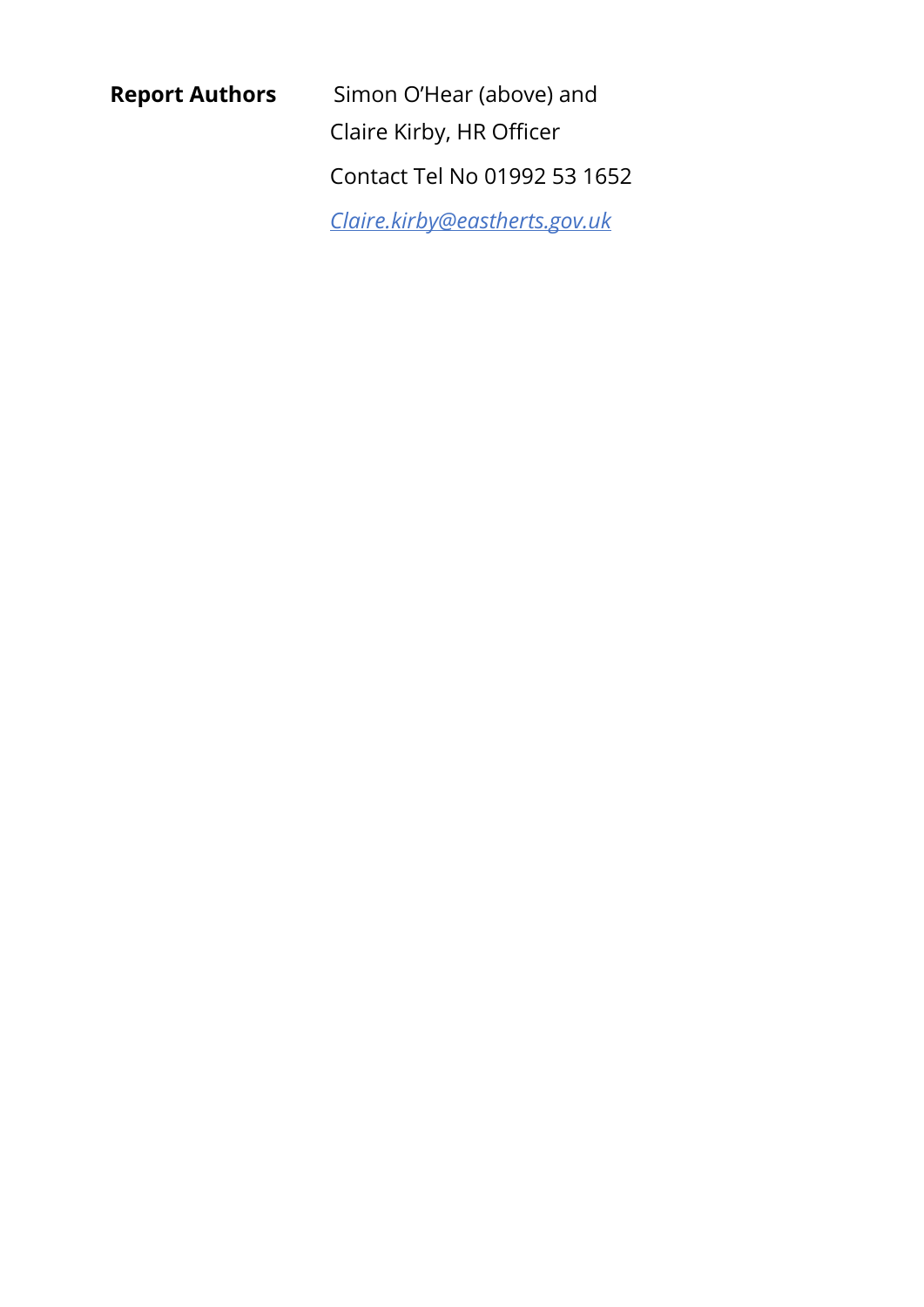| | |
|---|---|
| **Report Authors** | Simon O'Hear (above) and |
| | Claire Kirby, HR Officer |
| | Contact Tel No 01992 53 1652 |
| | *Claire.kirby@eastherts.gov.uk* |